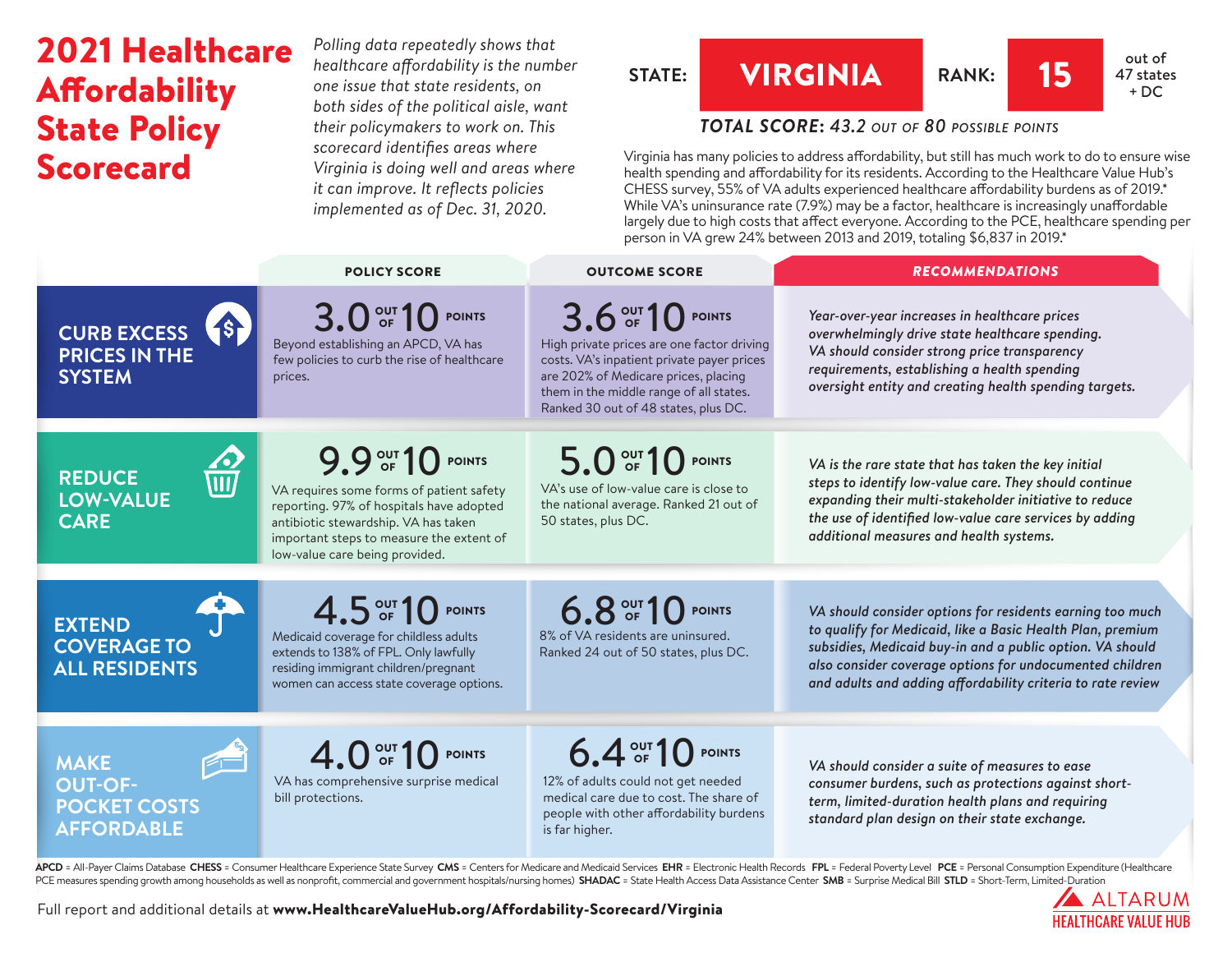# 2021 Healthcare Affordability State Policy Scorecard

*Polling data repeatedly shows that healthcare affordability is the number one issue that state residents, on both sides of the political aisle, want their policymakers to work on. This scorecard identifies areas where Virginia is doing well and areas where it can improve. It reflects policies implemented as of Dec. 31, 2020.*

**STATE: VIRGINIA** **RANK: 15** out of 47 states + DC

***TOTAL SCORE:*** *43.2 OUT OF 80 POSSIBLE POINTS*

Virginia has many policies to address affordability, but still has much work to do to ensure wise health spending and affordability for its residents. According to the Healthcare Value Hub's CHESS survey, 55% of VA adults experienced healthcare affordability burdens as of 2019.* While VA's uninsurance rate (7.9%) may be a factor, healthcare is increasingly unaffordable largely due to high costs that affect everyone. According to the PCE, healthcare spending per person in VA grew 24% between 2013 and 2019, totaling $6,837 in 2019.*

| | POLICY SCORE | OUTCOME SCORE | RECOMMENDATIONS |
|---|---|---|---|
| **CURB EXCESS PRICES IN THE SYSTEM** | **3.0 OUT OF 10 POINTS** Beyond establishing an APCD, VA has few policies to curb the rise of healthcare prices. | **3.6 OUT OF 10 POINTS** High private prices are one factor driving costs. VA's inpatient private payer prices are 202% of Medicare prices, placing them in the middle range of all states. Ranked 30 out of 48 states, plus DC. | *Year-over-year increases in healthcare prices overwhelmingly drive state healthcare spending. VA should consider strong price transparency requirements, establishing a health spending oversight entity and creating health spending targets.* |
| **REDUCE LOW-VALUE CARE** | **9.9 OUT OF 10 POINTS** VA requires some forms of patient safety reporting. 97% of hospitals have adopted antibiotic stewardship. VA has taken important steps to measure the extent of low-value care being provided. | **5.0 OUT OF 10 POINTS** VA's use of low-value care is close to the national average. Ranked 21 out of 50 states, plus DC. | *VA is the rare state that has taken the key initial steps to identify low-value care. They should continue expanding their multi-stakeholder initiative to reduce the use of identified low-value care services by adding additional measures and health systems.* |
| **EXTEND COVERAGE TO ALL RESIDENTS** | **4.5 OUT OF 10 POINTS** Medicaid coverage for childless adults extends to 138% of FPL. Only lawfully residing immigrant children/pregnant women can access state coverage options. | **6.8 OUT OF 10 POINTS** 8% of VA residents are uninsured. Ranked 24 out of 50 states, plus DC. | *VA should consider options for residents earning too much to qualify for Medicaid, like a Basic Health Plan, premium subsidies, Medicaid buy-in and a public option. VA should also consider coverage options for undocumented children and adults and adding affordability criteria to rate review* |
| **MAKE OUT-OF-POCKET COSTS AFFORDABLE** | **4.0 OUT OF 10 POINTS** VA has comprehensive surprise medical bill protections. | **6.4 OUT OF 10 POINTS** 12% of adults could not get needed medical care due to cost. The share of people with other affordability burdens is far higher. | *VA should consider a suite of measures to ease consumer burdens, such as protections against short-term, limited-duration health plans and requiring standard plan design on their state exchange.* |

**APCD** = All-Payer Claims Database **CHESS** = Consumer Healthcare Experience State Survey **CMS** = Centers for Medicare and Medicaid Services **EHR** = Electronic Health Records **FPL** = Federal Poverty Level **PCE** = Personal Consumption Expenditure (Healthcare PCE measures spending growth among households as well as nonprofit, commercial and government hospitals/nursing homes) **SHADAC** = State Health Access Data Assistance Center **SMB** = Surprise Medical Bill **STLD** = Short-Term, Limited-Duration

Full report and additional details at **www.HealthcareValueHub.org/Affordability-Scorecard/Virginia**

ALTARUM HEALTHCARE VALUE HUB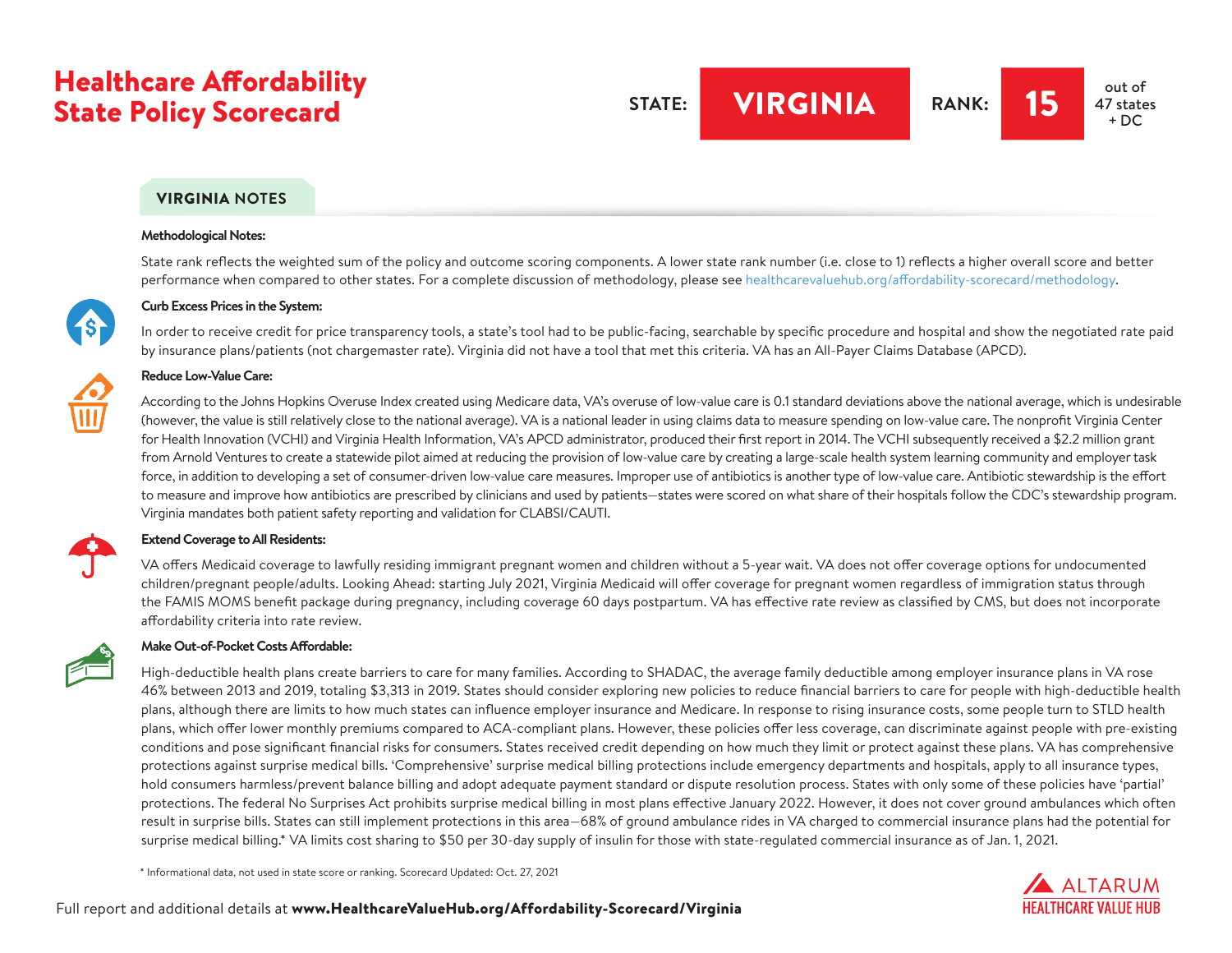# Healthcare Affordability State Policy Scorecard

**STATE:** VIRGINIA **RANK:** 15 out of 47 states + DC

## VIRGINIA NOTES

**Methodological Notes:**

State rank reflects the weighted sum of the policy and outcome scoring components. A lower state rank number (i.e. close to 1) reflects a higher overall score and better performance when compared to other states. For a complete discussion of methodology, please see healthcarevaluehub.org/affordability-scorecard/methodology.

**Curb Excess Prices in the System:**

In order to receive credit for price transparency tools, a state's tool had to be public-facing, searchable by specific procedure and hospital and show the negotiated rate paid by insurance plans/patients (not chargemaster rate). Virginia did not have a tool that met this criteria. VA has an All-Payer Claims Database (APCD).

**Reduce Low-Value Care:**

According to the Johns Hopkins Overuse Index created using Medicare data, VA's overuse of low-value care is 0.1 standard deviations above the national average, which is undesirable (however, the value is still relatively close to the national average). VA is a national leader in using claims data to measure spending on low-value care. The nonprofit Virginia Center for Health Innovation (VCHI) and Virginia Health Information, VA's APCD administrator, produced their first report in 2014. The VCHI subsequently received a $2.2 million grant from Arnold Ventures to create a statewide pilot aimed at reducing the provision of low-value care by creating a large-scale health system learning community and employer task force, in addition to developing a set of consumer-driven low-value care measures. Improper use of antibiotics is another type of low-value care. Antibiotic stewardship is the effort to measure and improve how antibiotics are prescribed by clinicians and used by patients—states were scored on what share of their hospitals follow the CDC's stewardship program. Virginia mandates both patient safety reporting and validation for CLABSI/CAUTI.

**Extend Coverage to All Residents:**

VA offers Medicaid coverage to lawfully residing immigrant pregnant women and children without a 5-year wait. VA does not offer coverage options for undocumented children/pregnant people/adults. Looking Ahead: starting July 2021, Virginia Medicaid will offer coverage for pregnant women regardless of immigration status through the FAMIS MOMS benefit package during pregnancy, including coverage 60 days postpartum. VA has effective rate review as classified by CMS, but does not incorporate affordability criteria into rate review.

**Make Out-of-Pocket Costs Affordable:**

High-deductible health plans create barriers to care for many families. According to SHADAC, the average family deductible among employer insurance plans in VA rose 46% between 2013 and 2019, totaling $3,313 in 2019. States should consider exploring new policies to reduce financial barriers to care for people with high-deductible health plans, although there are limits to how much states can influence employer insurance and Medicare. In response to rising insurance costs, some people turn to STLD health plans, which offer lower monthly premiums compared to ACA-compliant plans. However, these policies offer less coverage, can discriminate against people with pre-existing conditions and pose significant financial risks for consumers. States received credit depending on how much they limit or protect against these plans. VA has comprehensive protections against surprise medical bills. 'Comprehensive' surprise medical billing protections include emergency departments and hospitals, apply to all insurance types, hold consumers harmless/prevent balance billing and adopt adequate payment standard or dispute resolution process. States with only some of these policies have 'partial' protections. The federal No Surprises Act prohibits surprise medical billing in most plans effective January 2022. However, it does not cover ground ambulances which often result in surprise bills. States can still implement protections in this area—68% of ground ambulance rides in VA charged to commercial insurance plans had the potential for surprise medical billing.* VA limits cost sharing to $50 per 30-day supply of insulin for those with state-regulated commercial insurance as of Jan. 1, 2021.

* Informational data, not used in state score or ranking. Scorecard Updated: Oct. 27, 2021

Full report and additional details at **www.HealthcareValueHub.org/Affordability-Scorecard/Virginia**

ALTARUM HEALTHCARE VALUE HUB